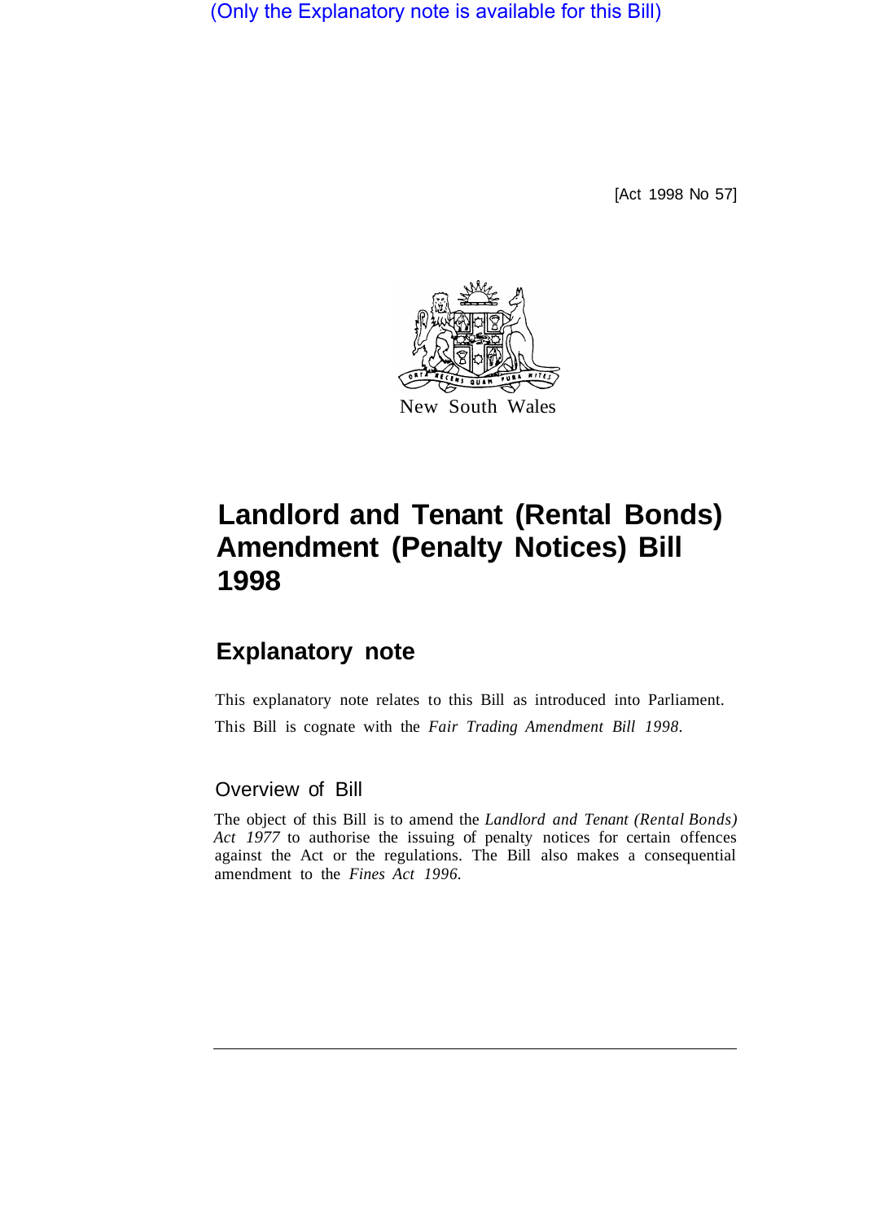(Only the Explanatory note is available for this Bill)

[Act 1998 No 57]

New South Wales

# Landlord and Tenant (Rental Bonds) Amendment (Penalty Notices) Bill 1998

## Explanatory note

This explanatory note relates to this Bill as introduced into Parliament.

This Bill is cognate with the *Fair Trading Amendment Bill 1998*.

### Overview of Bill

The object of this Bill is to amend the *Landlord and Tenant (Rental Bonds) Act 1977* to authorise the issuing of penalty notices for certain offences against the Act or the regulations. The Bill also makes a consequential amendment to the *Fines Act 1996*.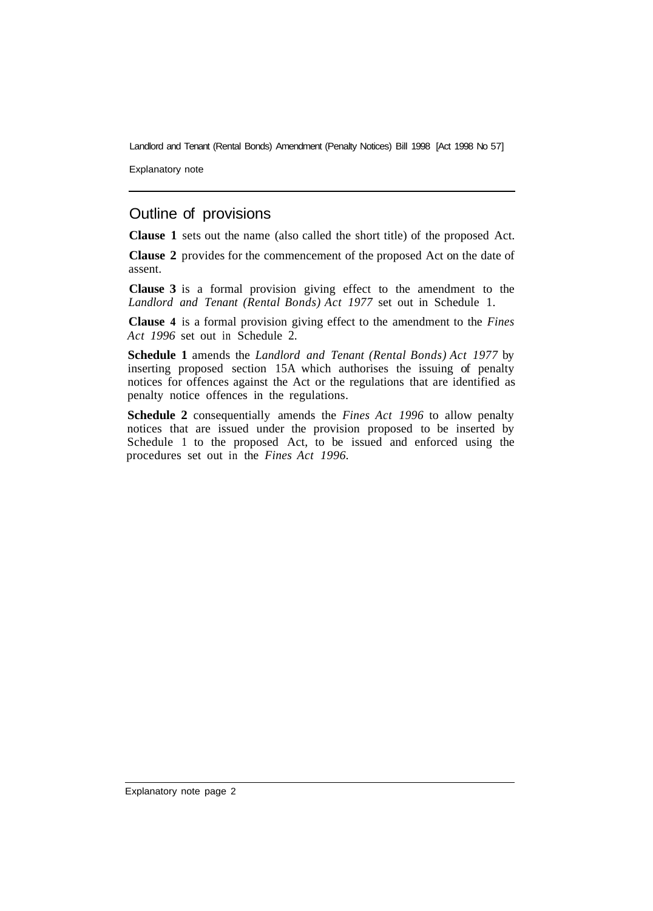## Outline of provisions

**Clause 1** sets out the name (also called the short title) of the proposed Act.

**Clause 2** provides for the commencement of the proposed Act on the date of assent.

**Clause 3** is a formal provision giving effect to the amendment to the *Landlord and Tenant (Rental Bonds) Act 1977* set out in Schedule 1.

**Clause 4** is a formal provision giving effect to the amendment to the *Fines Act 1996* set out in Schedule 2.

**Schedule 1** amends the *Landlord and Tenant (Rental Bonds) Act 1977* by inserting proposed section 15A which authorises the issuing of penalty notices for offences against the Act or the regulations that are identified as penalty notice offences in the regulations.

**Schedule 2** consequentially amends the *Fines Act 1996* to allow penalty notices that are issued under the provision proposed to be inserted by Schedule 1 to the proposed Act, to be issued and enforced using the procedures set out in the *Fines Act 1996*.